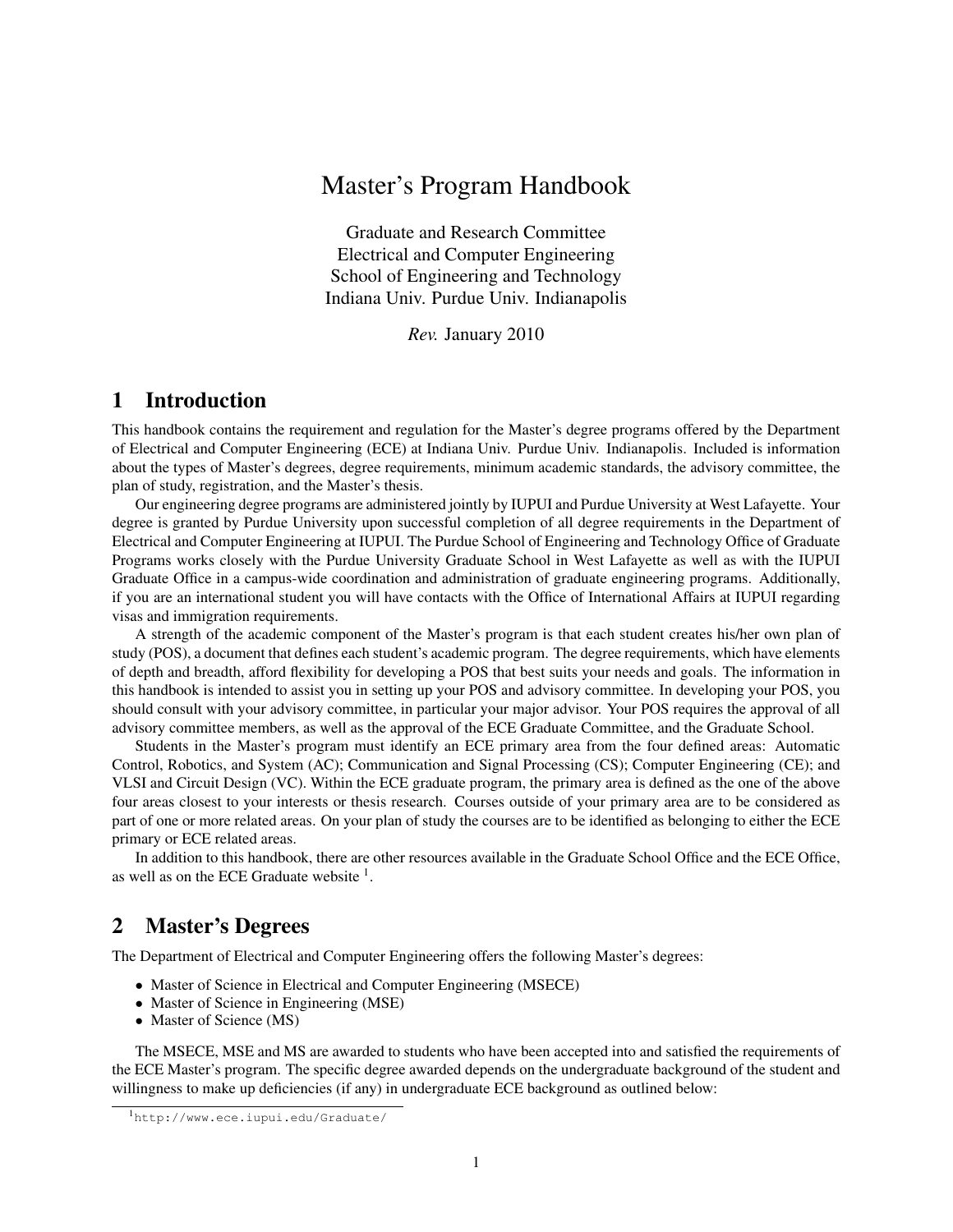# Master's Program Handbook

Graduate and Research Committee
Electrical and Computer Engineering
School of Engineering and Technology
Indiana Univ. Purdue Univ. Indianapolis

*Rev.* January 2010

## 1 Introduction

This handbook contains the requirement and regulation for the Master's degree programs offered by the Department of Electrical and Computer Engineering (ECE) at Indiana Univ. Purdue Univ. Indianapolis. Included is information about the types of Master's degrees, degree requirements, minimum academic standards, the advisory committee, the plan of study, registration, and the Master's thesis.

Our engineering degree programs are administered jointly by IUPUI and Purdue University at West Lafayette. Your degree is granted by Purdue University upon successful completion of all degree requirements in the Department of Electrical and Computer Engineering at IUPUI. The Purdue School of Engineering and Technology Office of Graduate Programs works closely with the Purdue University Graduate School in West Lafayette as well as with the IUPUI Graduate Office in a campus-wide coordination and administration of graduate engineering programs. Additionally, if you are an international student you will have contacts with the Office of International Affairs at IUPUI regarding visas and immigration requirements.

A strength of the academic component of the Master's program is that each student creates his/her own plan of study (POS), a document that defines each student's academic program. The degree requirements, which have elements of depth and breadth, afford flexibility for developing a POS that best suits your needs and goals. The information in this handbook is intended to assist you in setting up your POS and advisory committee. In developing your POS, you should consult with your advisory committee, in particular your major advisor. Your POS requires the approval of all advisory committee members, as well as the approval of the ECE Graduate Committee, and the Graduate School.

Students in the Master's program must identify an ECE primary area from the four defined areas: Automatic Control, Robotics, and System (AC); Communication and Signal Processing (CS); Computer Engineering (CE); and VLSI and Circuit Design (VC). Within the ECE graduate program, the primary area is defined as the one of the above four areas closest to your interests or thesis research. Courses outside of your primary area are to be considered as part of one or more related areas. On your plan of study the courses are to be identified as belonging to either the ECE primary or ECE related areas.

In addition to this handbook, there are other resources available in the Graduate School Office and the ECE Office, as well as on the ECE Graduate website [1].

## 2 Master's Degrees

The Department of Electrical and Computer Engineering offers the following Master's degrees:

- Master of Science in Electrical and Computer Engineering (MSECE)
- Master of Science in Engineering (MSE)
- Master of Science (MS)

The MSECE, MSE and MS are awarded to students who have been accepted into and satisfied the requirements of the ECE Master's program. The specific degree awarded depends on the undergraduate background of the student and willingness to make up deficiencies (if any) in undergraduate ECE background as outlined below:

[1] http://www.ece.iupui.edu/Graduate/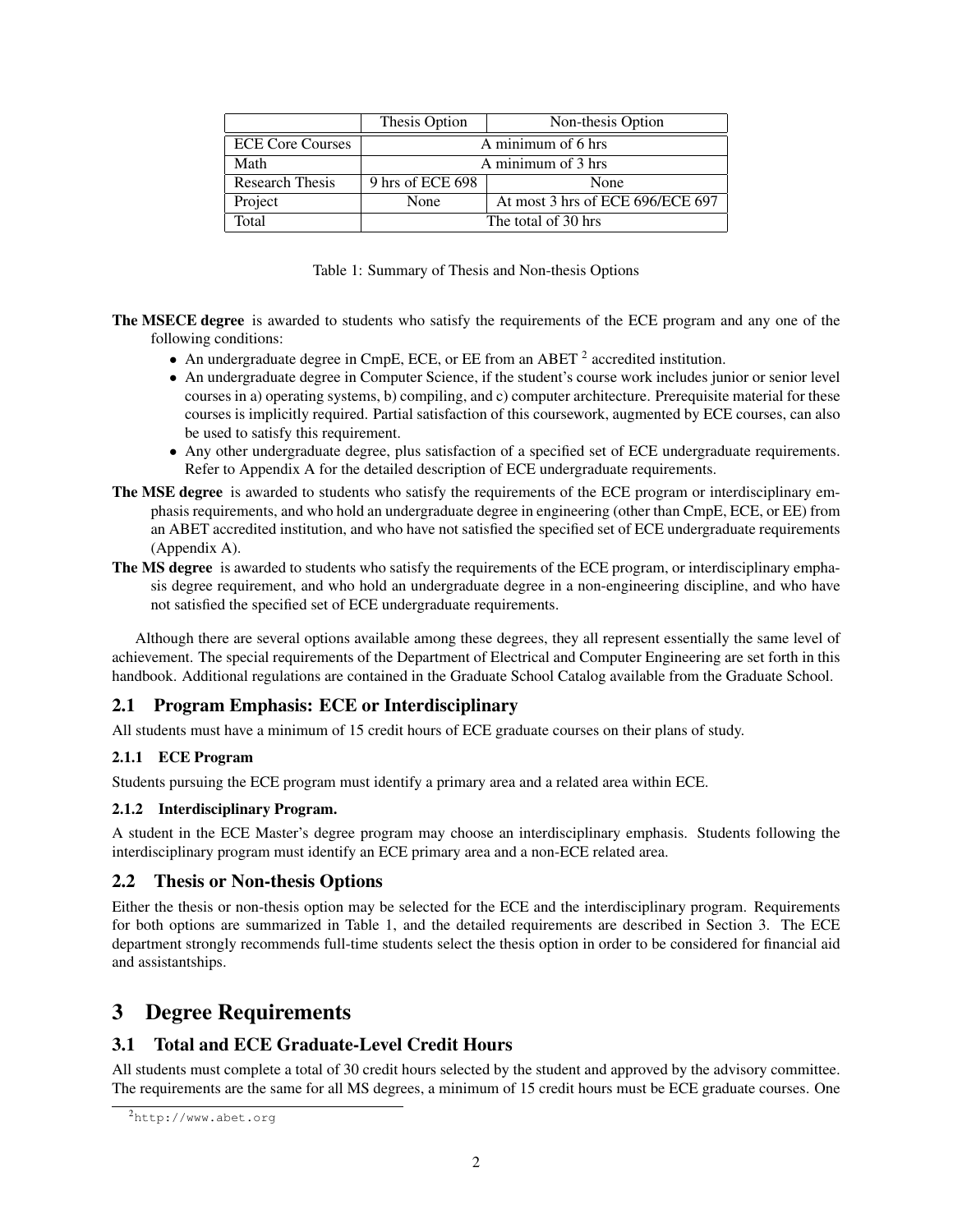| | Thesis Option | Non-thesis Option |
|---|---|---|
| ECE Core Courses | A minimum of 6 hrs | |
| Math | A minimum of 3 hrs | |
| Research Thesis | 9 hrs of ECE 698 | None |
| Project | None | At most 3 hrs of ECE 696/ECE 697 |
| Total | The total of 30 hrs | |

Table 1: Summary of Thesis and Non-thesis Options

**The MSECE degree** is awarded to students who satisfy the requirements of the ECE program and any one of the following conditions:

- An undergraduate degree in CmpE, ECE, or EE from an ABET [2] accredited institution.
- An undergraduate degree in Computer Science, if the student's course work includes junior or senior level courses in a) operating systems, b) compiling, and c) computer architecture. Prerequisite material for these courses is implicitly required. Partial satisfaction of this coursework, augmented by ECE courses, can also be used to satisfy this requirement.
- Any other undergraduate degree, plus satisfaction of a specified set of ECE undergraduate requirements. Refer to Appendix A for the detailed description of ECE undergraduate requirements.

**The MSE degree** is awarded to students who satisfy the requirements of the ECE program or interdisciplinary emphasis requirements, and who hold an undergraduate degree in engineering (other than CmpE, ECE, or EE) from an ABET accredited institution, and who have not satisfied the specified set of ECE undergraduate requirements (Appendix A).

**The MS degree** is awarded to students who satisfy the requirements of the ECE program, or interdisciplinary emphasis degree requirement, and who hold an undergraduate degree in a non-engineering discipline, and who have not satisfied the specified set of ECE undergraduate requirements.

Although there are several options available among these degrees, they all represent essentially the same level of achievement. The special requirements of the Department of Electrical and Computer Engineering are set forth in this handbook. Additional regulations are contained in the Graduate School Catalog available from the Graduate School.

## 2.1 Program Emphasis: ECE or Interdisciplinary

All students must have a minimum of 15 credit hours of ECE graduate courses on their plans of study.

### 2.1.1 ECE Program

Students pursuing the ECE program must identify a primary area and a related area within ECE.

### 2.1.2 Interdisciplinary Program.

A student in the ECE Master's degree program may choose an interdisciplinary emphasis. Students following the interdisciplinary program must identify an ECE primary area and a non-ECE related area.

## 2.2 Thesis or Non-thesis Options

Either the thesis or non-thesis option may be selected for the ECE and the interdisciplinary program. Requirements for both options are summarized in Table 1, and the detailed requirements are described in Section 3. The ECE department strongly recommends full-time students select the thesis option in order to be considered for financial aid and assistantships.

# 3 Degree Requirements

## 3.1 Total and ECE Graduate-Level Credit Hours

All students must complete a total of 30 credit hours selected by the student and approved by the advisory committee. The requirements are the same for all MS degrees, a minimum of 15 credit hours must be ECE graduate courses. One

[2] http://www.abet.org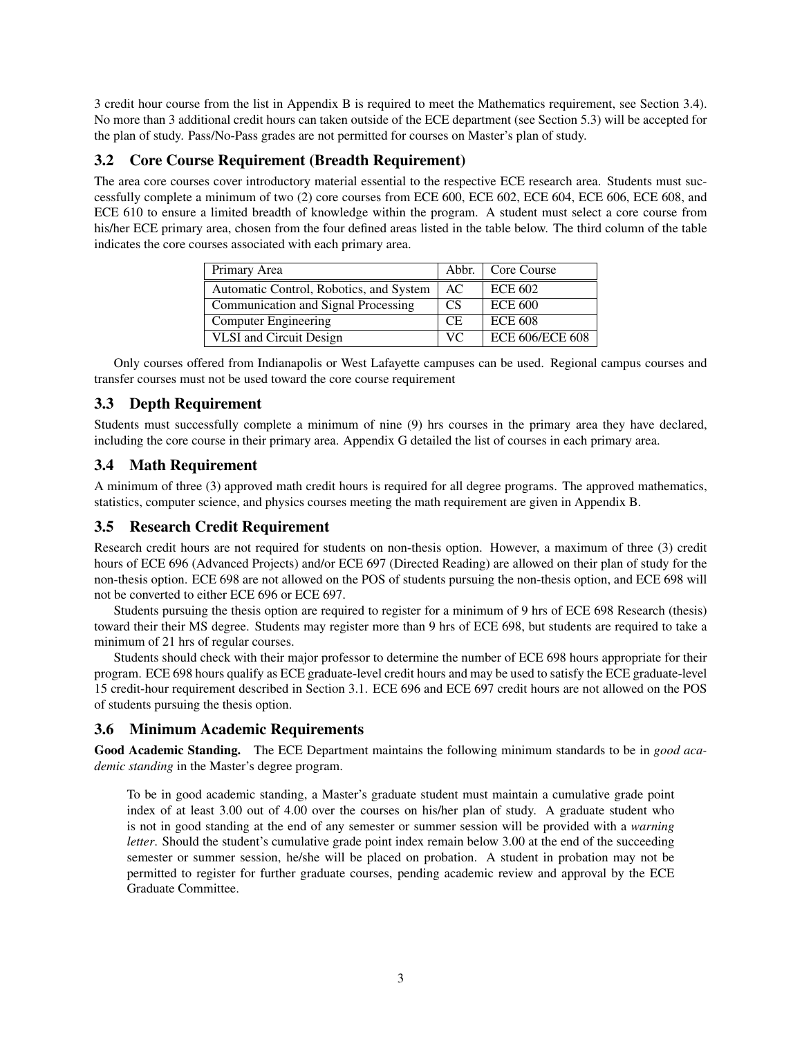3 credit hour course from the list in Appendix B is required to meet the Mathematics requirement, see Section 3.4). No more than 3 additional credit hours can taken outside of the ECE department (see Section 5.3) will be accepted for the plan of study. Pass/No-Pass grades are not permitted for courses on Master's plan of study.

### 3.2 Core Course Requirement (Breadth Requirement)

The area core courses cover introductory material essential to the respective ECE research area. Students must successfully complete a minimum of two (2) core courses from ECE 600, ECE 602, ECE 604, ECE 606, ECE 608, and ECE 610 to ensure a limited breadth of knowledge within the program. A student must select a core course from his/her ECE primary area, chosen from the four defined areas listed in the table below. The third column of the table indicates the core courses associated with each primary area.

| Primary Area | Abbr. | Core Course |
|---|---|---|
| Automatic Control, Robotics, and System | AC | ECE 602 |
| Communication and Signal Processing | CS | ECE 600 |
| Computer Engineering | CE | ECE 608 |
| VLSI and Circuit Design | VC | ECE 606/ECE 608 |

Only courses offered from Indianapolis or West Lafayette campuses can be used. Regional campus courses and transfer courses must not be used toward the core course requirement

### 3.3 Depth Requirement

Students must successfully complete a minimum of nine (9) hrs courses in the primary area they have declared, including the core course in their primary area. Appendix G detailed the list of courses in each primary area.

### 3.4 Math Requirement

A minimum of three (3) approved math credit hours is required for all degree programs. The approved mathematics, statistics, computer science, and physics courses meeting the math requirement are given in Appendix B.

### 3.5 Research Credit Requirement

Research credit hours are not required for students on non-thesis option. However, a maximum of three (3) credit hours of ECE 696 (Advanced Projects) and/or ECE 697 (Directed Reading) are allowed on their plan of study for the non-thesis option. ECE 698 are not allowed on the POS of students pursuing the non-thesis option, and ECE 698 will not be converted to either ECE 696 or ECE 697.

Students pursuing the thesis option are required to register for a minimum of 9 hrs of ECE 698 Research (thesis) toward their their MS degree. Students may register more than 9 hrs of ECE 698, but students are required to take a minimum of 21 hrs of regular courses.

Students should check with their major professor to determine the number of ECE 698 hours appropriate for their program. ECE 698 hours qualify as ECE graduate-level credit hours and may be used to satisfy the ECE graduate-level 15 credit-hour requirement described in Section 3.1. ECE 696 and ECE 697 credit hours are not allowed on the POS of students pursuing the thesis option.

### 3.6 Minimum Academic Requirements

**Good Academic Standing.** The ECE Department maintains the following minimum standards to be in *good academic standing* in the Master's degree program.

> To be in good academic standing, a Master's graduate student must maintain a cumulative grade point index of at least 3.00 out of 4.00 over the courses on his/her plan of study. A graduate student who is not in good standing at the end of any semester or summer session will be provided with a *warning letter*. Should the student's cumulative grade point index remain below 3.00 at the end of the succeeding semester or summer session, he/she will be placed on probation. A student in probation may not be permitted to register for further graduate courses, pending academic review and approval by the ECE Graduate Committee.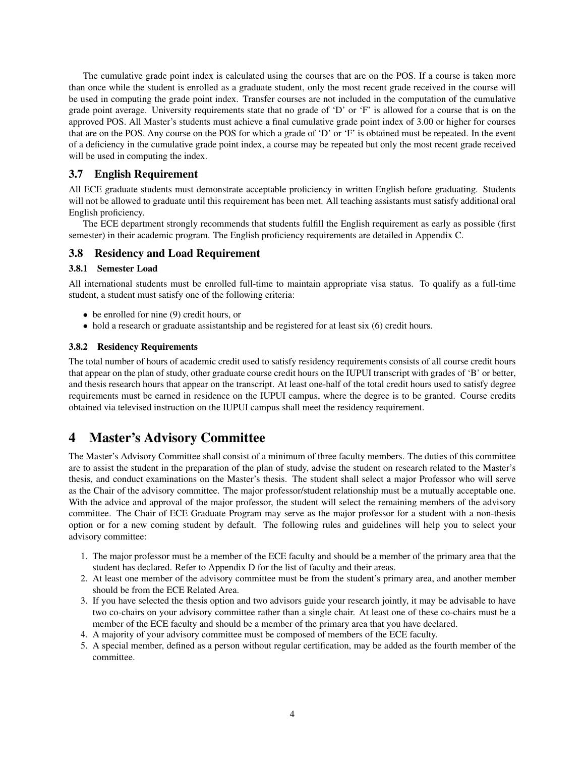The cumulative grade point index is calculated using the courses that are on the POS. If a course is taken more than once while the student is enrolled as a graduate student, only the most recent grade received in the course will be used in computing the grade point index. Transfer courses are not included in the computation of the cumulative grade point average. University requirements state that no grade of 'D' or 'F' is allowed for a course that is on the approved POS. All Master's students must achieve a final cumulative grade point index of 3.00 or higher for courses that are on the POS. Any course on the POS for which a grade of 'D' or 'F' is obtained must be repeated. In the event of a deficiency in the cumulative grade point index, a course may be repeated but only the most recent grade received will be used in computing the index.

### 3.7 English Requirement

All ECE graduate students must demonstrate acceptable proficiency in written English before graduating. Students will not be allowed to graduate until this requirement has been met. All teaching assistants must satisfy additional oral English proficiency.

The ECE department strongly recommends that students fulfill the English requirement as early as possible (first semester) in their academic program. The English proficiency requirements are detailed in Appendix C.

### 3.8 Residency and Load Requirement

#### 3.8.1 Semester Load

All international students must be enrolled full-time to maintain appropriate visa status. To qualify as a full-time student, a student must satisfy one of the following criteria:

- be enrolled for nine (9) credit hours, or
- hold a research or graduate assistantship and be registered for at least six (6) credit hours.

#### 3.8.2 Residency Requirements

The total number of hours of academic credit used to satisfy residency requirements consists of all course credit hours that appear on the plan of study, other graduate course credit hours on the IUPUI transcript with grades of 'B' or better, and thesis research hours that appear on the transcript. At least one-half of the total credit hours used to satisfy degree requirements must be earned in residence on the IUPUI campus, where the degree is to be granted. Course credits obtained via televised instruction on the IUPUI campus shall meet the residency requirement.

## 4 Master's Advisory Committee

The Master's Advisory Committee shall consist of a minimum of three faculty members. The duties of this committee are to assist the student in the preparation of the plan of study, advise the student on research related to the Master's thesis, and conduct examinations on the Master's thesis. The student shall select a major Professor who will serve as the Chair of the advisory committee. The major professor/student relationship must be a mutually acceptable one. With the advice and approval of the major professor, the student will select the remaining members of the advisory committee. The Chair of ECE Graduate Program may serve as the major professor for a student with a non-thesis option or for a new coming student by default. The following rules and guidelines will help you to select your advisory committee:

1. The major professor must be a member of the ECE faculty and should be a member of the primary area that the student has declared. Refer to Appendix D for the list of faculty and their areas.
2. At least one member of the advisory committee must be from the student's primary area, and another member should be from the ECE Related Area.
3. If you have selected the thesis option and two advisors guide your research jointly, it may be advisable to have two co-chairs on your advisory committee rather than a single chair. At least one of these co-chairs must be a member of the ECE faculty and should be a member of the primary area that you have declared.
4. A majority of your advisory committee must be composed of members of the ECE faculty.
5. A special member, defined as a person without regular certification, may be added as the fourth member of the committee.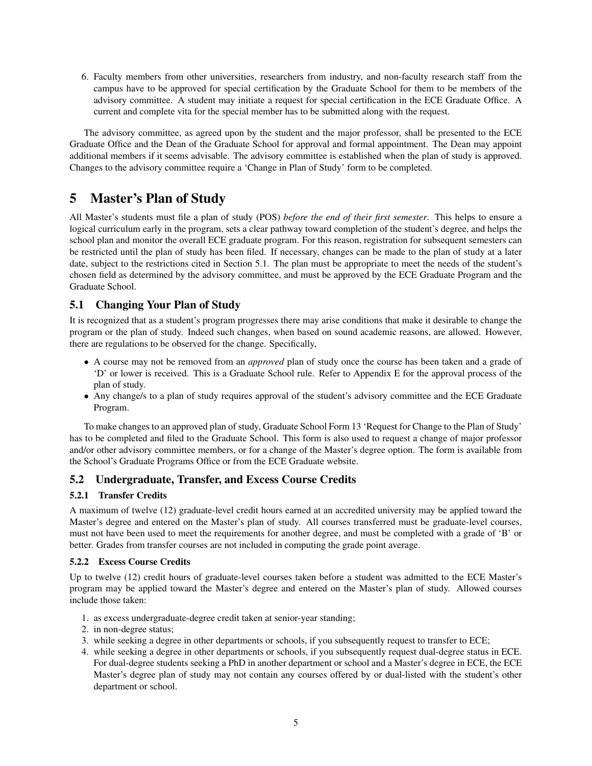6. Faculty members from other universities, researchers from industry, and non-faculty research staff from the campus have to be approved for special certification by the Graduate School for them to be members of the advisory committee. A student may initiate a request for special certification in the ECE Graduate Office. A current and complete vita for the special member has to be submitted along with the request.

The advisory committee, as agreed upon by the student and the major professor, shall be presented to the ECE Graduate Office and the Dean of the Graduate School for approval and formal appointment. The Dean may appoint additional members if it seems advisable. The advisory committee is established when the plan of study is approved. Changes to the advisory committee require a 'Change in Plan of Study' form to be completed.

# 5 Master's Plan of Study

All Master's students must file a plan of study (POS) *before the end of their first semester*. This helps to ensure a logical curriculum early in the program, sets a clear pathway toward completion of the student's degree, and helps the school plan and monitor the overall ECE graduate program. For this reason, registration for subsequent semesters can be restricted until the plan of study has been filed. If necessary, changes can be made to the plan of study at a later date, subject to the restrictions cited in Section 5.1. The plan must be appropriate to meet the needs of the student's chosen field as determined by the advisory committee, and must be approved by the ECE Graduate Program and the Graduate School.

## 5.1 Changing Your Plan of Study

It is recognized that as a student's program progresses there may arise conditions that make it desirable to change the program or the plan of study. Indeed such changes, when based on sound academic reasons, are allowed. However, there are regulations to be observed for the change. Specifically,

- A course may not be removed from an *approved* plan of study once the course has been taken and a grade of 'D' or lower is received. This is a Graduate School rule. Refer to Appendix E for the approval process of the plan of study.
- Any change/s to a plan of study requires approval of the student's advisory committee and the ECE Graduate Program.

To make changes to an approved plan of study, Graduate School Form 13 'Request for Change to the Plan of Study' has to be completed and filed to the Graduate School. This form is also used to request a change of major professor and/or other advisory committee members, or for a change of the Master's degree option. The form is available from the School's Graduate Programs Office or from the ECE Graduate website.

## 5.2 Undergraduate, Transfer, and Excess Course Credits

### 5.2.1 Transfer Credits

A maximum of twelve (12) graduate-level credit hours earned at an accredited university may be applied toward the Master's degree and entered on the Master's plan of study. All courses transferred must be graduate-level courses, must not have been used to meet the requirements for another degree, and must be completed with a grade of 'B' or better. Grades from transfer courses are not included in computing the grade point average.

### 5.2.2 Excess Course Credits

Up to twelve (12) credit hours of graduate-level courses taken before a student was admitted to the ECE Master's program may be applied toward the Master's degree and entered on the Master's plan of study. Allowed courses include those taken:

1. as excess undergraduate-degree credit taken at senior-year standing;
2. in non-degree status;
3. while seeking a degree in other departments or schools, if you subsequently request to transfer to ECE;
4. while seeking a degree in other departments or schools, if you subsequently request dual-degree status in ECE. For dual-degree students seeking a PhD in another department or school and a Master's degree in ECE, the ECE Master's degree plan of study may not contain any courses offered by or dual-listed with the student's other department or school.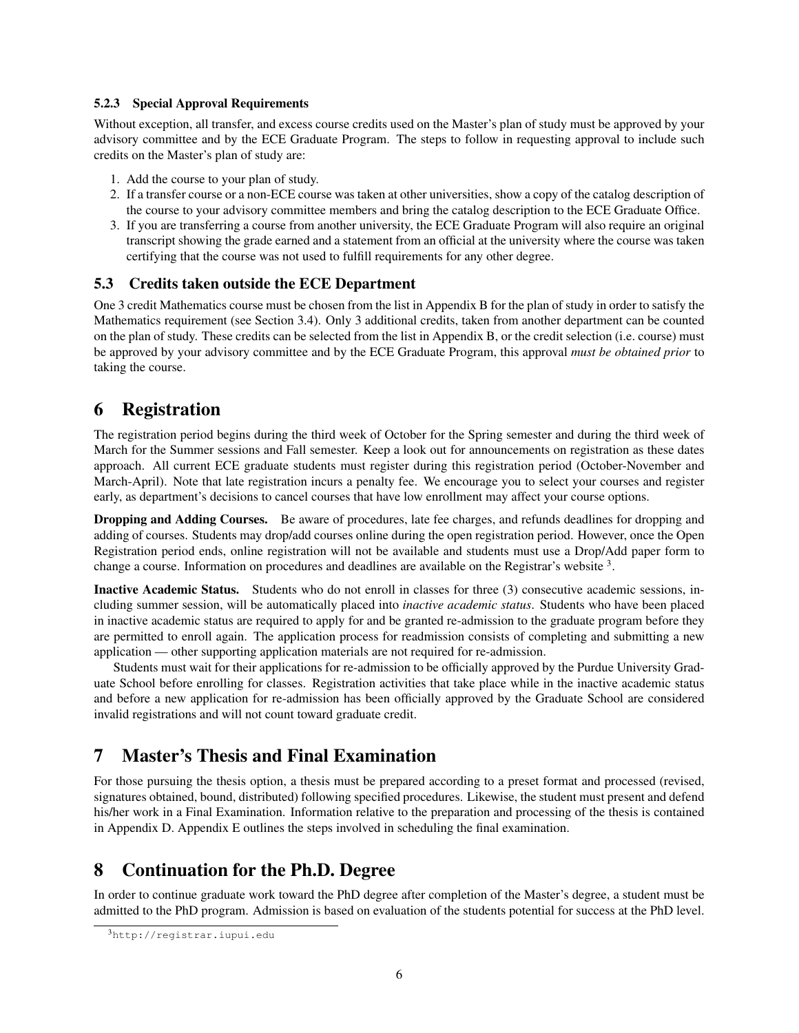#### 5.2.3 Special Approval Requirements

Without exception, all transfer, and excess course credits used on the Master's plan of study must be approved by your advisory committee and by the ECE Graduate Program. The steps to follow in requesting approval to include such credits on the Master's plan of study are:

1. Add the course to your plan of study.
2. If a transfer course or a non-ECE course was taken at other universities, show a copy of the catalog description of the course to your advisory committee members and bring the catalog description to the ECE Graduate Office.
3. If you are transferring a course from another university, the ECE Graduate Program will also require an original transcript showing the grade earned and a statement from an official at the university where the course was taken certifying that the course was not used to fulfill requirements for any other degree.

### 5.3 Credits taken outside the ECE Department

One 3 credit Mathematics course must be chosen from the list in Appendix B for the plan of study in order to satisfy the Mathematics requirement (see Section 3.4). Only 3 additional credits, taken from another department can be counted on the plan of study. These credits can be selected from the list in Appendix B, or the credit selection (i.e. course) must be approved by your advisory committee and by the ECE Graduate Program, this approval *must be obtained prior* to taking the course.

## 6 Registration

The registration period begins during the third week of October for the Spring semester and during the third week of March for the Summer sessions and Fall semester. Keep a look out for announcements on registration as these dates approach. All current ECE graduate students must register during this registration period (October-November and March-April). Note that late registration incurs a penalty fee. We encourage you to select your courses and register early, as department's decisions to cancel courses that have low enrollment may affect your course options.

**Dropping and Adding Courses.** Be aware of procedures, late fee charges, and refunds deadlines for dropping and adding of courses. Students may drop/add courses online during the open registration period. However, once the Open Registration period ends, online registration will not be available and students must use a Drop/Add paper form to change a course. Information on procedures and deadlines are available on the Registrar's website [3].

**Inactive Academic Status.** Students who do not enroll in classes for three (3) consecutive academic sessions, including summer session, will be automatically placed into *inactive academic status*. Students who have been placed in inactive academic status are required to apply for and be granted re-admission to the graduate program before they are permitted to enroll again. The application process for readmission consists of completing and submitting a new application — other supporting application materials are not required for re-admission.

Students must wait for their applications for re-admission to be officially approved by the Purdue University Graduate School before enrolling for classes. Registration activities that take place while in the inactive academic status and before a new application for re-admission has been officially approved by the Graduate School are considered invalid registrations and will not count toward graduate credit.

## 7 Master's Thesis and Final Examination

For those pursuing the thesis option, a thesis must be prepared according to a preset format and processed (revised, signatures obtained, bound, distributed) following specified procedures. Likewise, the student must present and defend his/her work in a Final Examination. Information relative to the preparation and processing of the thesis is contained in Appendix D. Appendix E outlines the steps involved in scheduling the final examination.

## 8 Continuation for the Ph.D. Degree

In order to continue graduate work toward the PhD degree after completion of the Master's degree, a student must be admitted to the PhD program. Admission is based on evaluation of the students potential for success at the PhD level.

[3] http://registrar.iupui.edu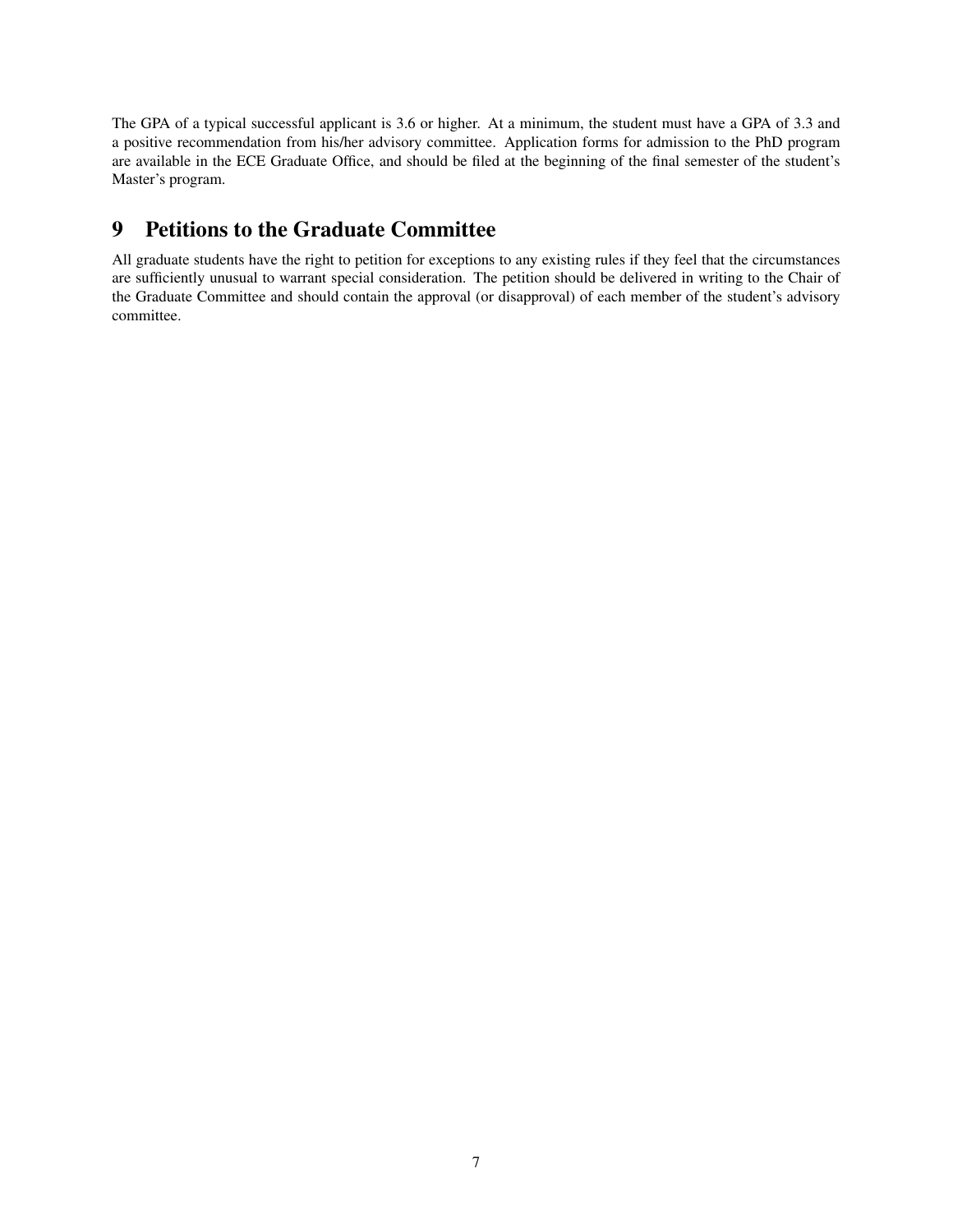The GPA of a typical successful applicant is 3.6 or higher. At a minimum, the student must have a GPA of 3.3 and a positive recommendation from his/her advisory committee. Application forms for admission to the PhD program are available in the ECE Graduate Office, and should be filed at the beginning of the final semester of the student's Master's program.

# 9 Petitions to the Graduate Committee

All graduate students have the right to petition for exceptions to any existing rules if they feel that the circumstances are sufficiently unusual to warrant special consideration. The petition should be delivered in writing to the Chair of the Graduate Committee and should contain the approval (or disapproval) of each member of the student's advisory committee.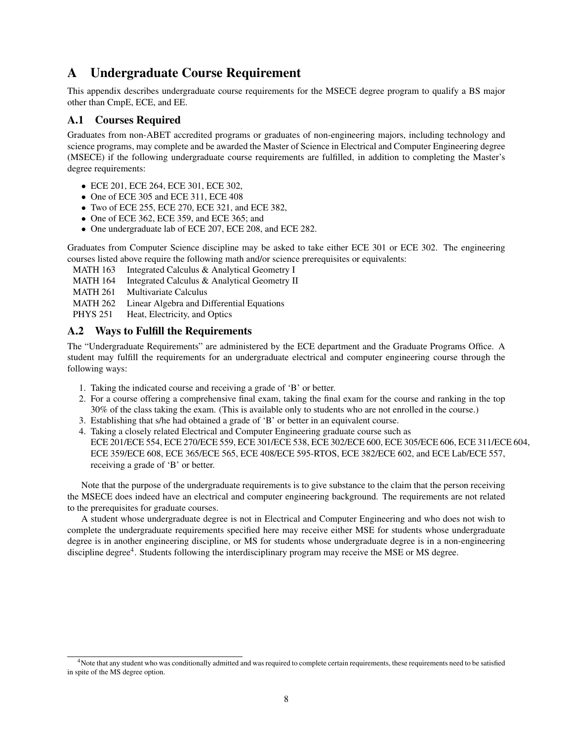# A Undergraduate Course Requirement

This appendix describes undergraduate course requirements for the MSECE degree program to qualify a BS major other than CmpE, ECE, and EE.

## A.1 Courses Required

Graduates from non-ABET accredited programs or graduates of non-engineering majors, including technology and science programs, may complete and be awarded the Master of Science in Electrical and Computer Engineering degree (MSECE) if the following undergraduate course requirements are fulfilled, in addition to completing the Master's degree requirements:

- ECE 201, ECE 264, ECE 301, ECE 302,
- One of ECE 305 and ECE 311, ECE 408
- Two of ECE 255, ECE 270, ECE 321, and ECE 382,
- One of ECE 362, ECE 359, and ECE 365; and
- One undergraduate lab of ECE 207, ECE 208, and ECE 282.

Graduates from Computer Science discipline may be asked to take either ECE 301 or ECE 302. The engineering courses listed above require the following math and/or science prerequisites or equivalents:

| | |
|---|---|
| MATH 163 | Integrated Calculus & Analytical Geometry I |
| MATH 164 | Integrated Calculus & Analytical Geometry II |
| MATH 261 | Multivariate Calculus |
| MATH 262 | Linear Algebra and Differential Equations |
| PHYS 251 | Heat, Electricity, and Optics |

## A.2 Ways to Fulfill the Requirements

The "Undergraduate Requirements" are administered by the ECE department and the Graduate Programs Office. A student may fulfill the requirements for an undergraduate electrical and computer engineering course through the following ways:

1. Taking the indicated course and receiving a grade of 'B' or better.
2. For a course offering a comprehensive final exam, taking the final exam for the course and ranking in the top 30% of the class taking the exam. (This is available only to students who are not enrolled in the course.)
3. Establishing that s/he had obtained a grade of 'B' or better in an equivalent course.
4. Taking a closely related Electrical and Computer Engineering graduate course such as ECE 201/ECE 554, ECE 270/ECE 559, ECE 301/ECE 538, ECE 302/ECE 600, ECE 305/ECE 606, ECE 311/ECE 604, ECE 359/ECE 608, ECE 365/ECE 565, ECE 408/ECE 595-RTOS, ECE 382/ECE 602, and ECE Lab/ECE 557, receiving a grade of 'B' or better.

Note that the purpose of the undergraduate requirements is to give substance to the claim that the person receiving the MSECE does indeed have an electrical and computer engineering background. The requirements are not related to the prerequisites for graduate courses.

A student whose undergraduate degree is not in Electrical and Computer Engineering and who does not wish to complete the undergraduate requirements specified here may receive either MSE for students whose undergraduate degree is in another engineering discipline, or MS for students whose undergraduate degree is in a non-engineering discipline degree[4]. Students following the interdisciplinary program may receive the MSE or MS degree.

[4] Note that any student who was conditionally admitted and was required to complete certain requirements, these requirements need to be satisfied in spite of the MS degree option.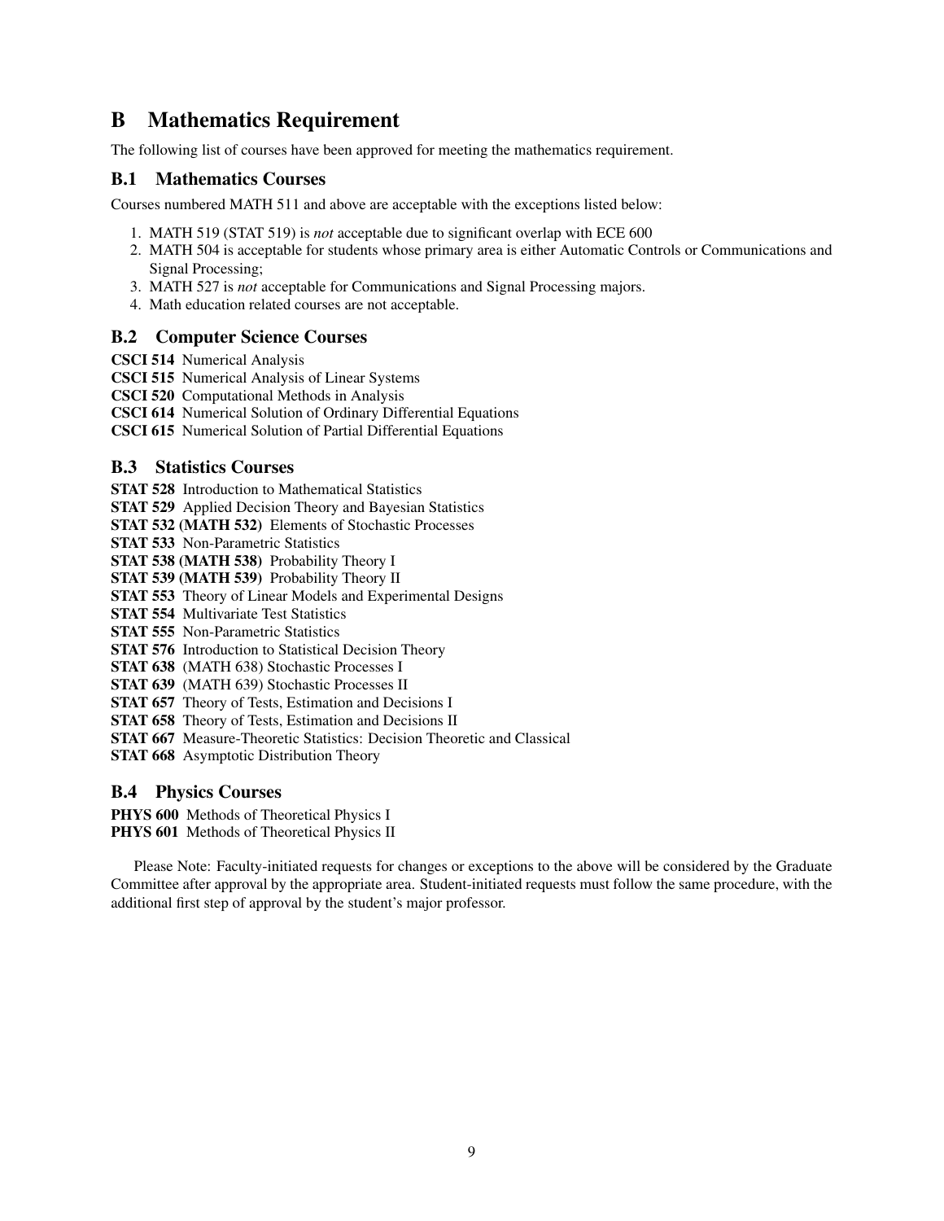# B Mathematics Requirement

The following list of courses have been approved for meeting the mathematics requirement.

## B.1 Mathematics Courses

Courses numbered MATH 511 and above are acceptable with the exceptions listed below:

1. MATH 519 (STAT 519) is *not* acceptable due to significant overlap with ECE 600
2. MATH 504 is acceptable for students whose primary area is either Automatic Controls or Communications and Signal Processing;
3. MATH 527 is *not* acceptable for Communications and Signal Processing majors.
4. Math education related courses are not acceptable.

## B.2 Computer Science Courses

**CSCI 514** Numerical Analysis
**CSCI 515** Numerical Analysis of Linear Systems
**CSCI 520** Computational Methods in Analysis
**CSCI 614** Numerical Solution of Ordinary Differential Equations
**CSCI 615** Numerical Solution of Partial Differential Equations

## B.3 Statistics Courses

**STAT 528** Introduction to Mathematical Statistics
**STAT 529** Applied Decision Theory and Bayesian Statistics
**STAT 532 (MATH 532)** Elements of Stochastic Processes
**STAT 533** Non-Parametric Statistics
**STAT 538 (MATH 538)** Probability Theory I
**STAT 539 (MATH 539)** Probability Theory II
**STAT 553** Theory of Linear Models and Experimental Designs
**STAT 554** Multivariate Test Statistics
**STAT 555** Non-Parametric Statistics
**STAT 576** Introduction to Statistical Decision Theory
**STAT 638** (MATH 638) Stochastic Processes I
**STAT 639** (MATH 639) Stochastic Processes II
**STAT 657** Theory of Tests, Estimation and Decisions I
**STAT 658** Theory of Tests, Estimation and Decisions II
**STAT 667** Measure-Theoretic Statistics: Decision Theoretic and Classical
**STAT 668** Asymptotic Distribution Theory

## B.4 Physics Courses

**PHYS 600** Methods of Theoretical Physics I
**PHYS 601** Methods of Theoretical Physics II

Please Note: Faculty-initiated requests for changes or exceptions to the above will be considered by the Graduate Committee after approval by the appropriate area. Student-initiated requests must follow the same procedure, with the additional first step of approval by the student's major professor.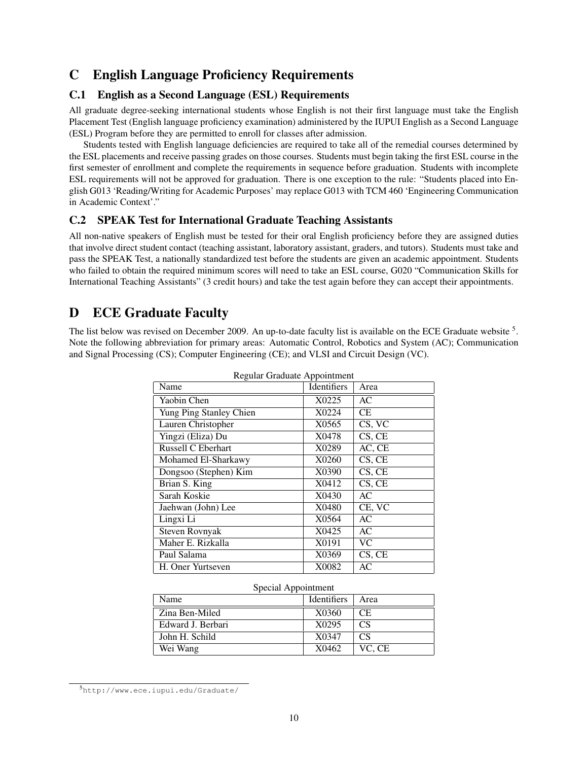# C English Language Proficiency Requirements

## C.1 English as a Second Language (ESL) Requirements

All graduate degree-seeking international students whose English is not their first language must take the English Placement Test (English language proficiency examination) administered by the IUPUI English as a Second Language (ESL) Program before they are permitted to enroll for classes after admission.

Students tested with English language deficiencies are required to take all of the remedial courses determined by the ESL placements and receive passing grades on those courses. Students must begin taking the first ESL course in the first semester of enrollment and complete the requirements in sequence before graduation. Students with incomplete ESL requirements will not be approved for graduation. There is one exception to the rule: "Students placed into English G013 'Reading/Writing for Academic Purposes' may replace G013 with TCM 460 'Engineering Communication in Academic Context'."

## C.2 SPEAK Test for International Graduate Teaching Assistants

All non-native speakers of English must be tested for their oral English proficiency before they are assigned duties that involve direct student contact (teaching assistant, laboratory assistant, graders, and tutors). Students must take and pass the SPEAK Test, a nationally standardized test before the students are given an academic appointment. Students who failed to obtain the required minimum scores will need to take an ESL course, G020 "Communication Skills for International Teaching Assistants" (3 credit hours) and take the test again before they can accept their appointments.

# D ECE Graduate Faculty

The list below was revised on December 2009. An up-to-date faculty list is available on the ECE Graduate website [5]. Note the following abbreviation for primary areas: Automatic Control, Robotics and System (AC); Communication and Signal Processing (CS); Computer Engineering (CE); and VLSI and Circuit Design (VC).

Regular Graduate Appointment

| Name | Identifiers | Area |
|---|---|---|
| Yaobin Chen | X0225 | AC |
| Yung Ping Stanley Chien | X0224 | CE |
| Lauren Christopher | X0565 | CS, VC |
| Yingzi (Eliza) Du | X0478 | CS, CE |
| Russell C Eberhart | X0289 | AC, CE |
| Mohamed El-Sharkawy | X0260 | CS, CE |
| Dongsoo (Stephen) Kim | X0390 | CS, CE |
| Brian S. King | X0412 | CS, CE |
| Sarah Koskie | X0430 | AC |
| Jaehwan (John) Lee | X0480 | CE, VC |
| Lingxi Li | X0564 | AC |
| Steven Rovnyak | X0425 | AC |
| Maher E. Rizkalla | X0191 | VC |
| Paul Salama | X0369 | CS, CE |
| H. Oner Yurtseven | X0082 | AC |

Special Appointment

| Name | Identifiers | Area |
|---|---|---|
| Zina Ben-Miled | X0360 | CE |
| Edward J. Berbari | X0295 | CS |
| John H. Schild | X0347 | CS |
| Wei Wang | X0462 | VC, CE |

[5] http://www.ece.iupui.edu/Graduate/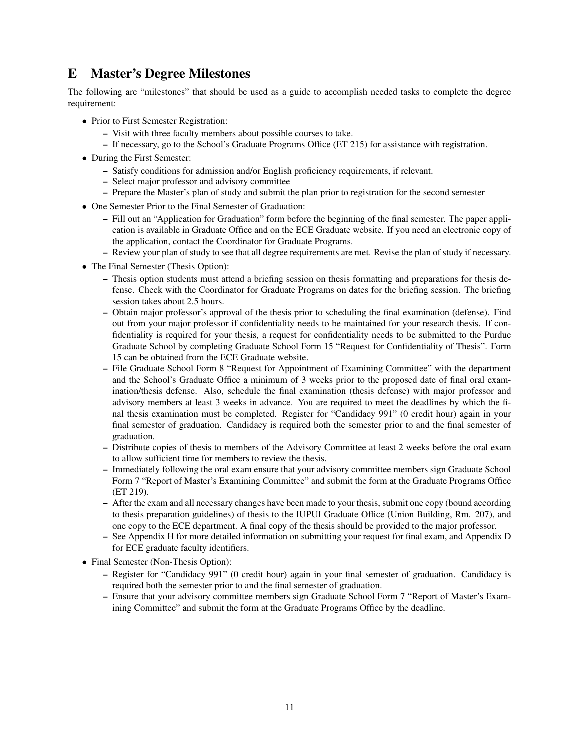## E Master's Degree Milestones

The following are "milestones" that should be used as a guide to accomplish needed tasks to complete the degree requirement:

- Prior to First Semester Registration:
  - Visit with three faculty members about possible courses to take.
  - If necessary, go to the School's Graduate Programs Office (ET 215) for assistance with registration.
- During the First Semester:
  - Satisfy conditions for admission and/or English proficiency requirements, if relevant.
  - Select major professor and advisory committee
  - Prepare the Master's plan of study and submit the plan prior to registration for the second semester
- One Semester Prior to the Final Semester of Graduation:
  - Fill out an "Application for Graduation" form before the beginning of the final semester. The paper application is available in Graduate Office and on the ECE Graduate website. If you need an electronic copy of the application, contact the Coordinator for Graduate Programs.
  - Review your plan of study to see that all degree requirements are met. Revise the plan of study if necessary.
- The Final Semester (Thesis Option):
  - Thesis option students must attend a briefing session on thesis formatting and preparations for thesis defense. Check with the Coordinator for Graduate Programs on dates for the briefing session. The briefing session takes about 2.5 hours.
  - Obtain major professor's approval of the thesis prior to scheduling the final examination (defense). Find out from your major professor if confidentiality needs to be maintained for your research thesis. If confidentiality is required for your thesis, a request for confidentiality needs to be submitted to the Purdue Graduate School by completing Graduate School Form 15 "Request for Confidentiality of Thesis". Form 15 can be obtained from the ECE Graduate website.
  - File Graduate School Form 8 "Request for Appointment of Examining Committee" with the department and the School's Graduate Office a minimum of 3 weeks prior to the proposed date of final oral examination/thesis defense. Also, schedule the final examination (thesis defense) with major professor and advisory members at least 3 weeks in advance. You are required to meet the deadlines by which the final thesis examination must be completed. Register for "Candidacy 991" (0 credit hour) again in your final semester of graduation. Candidacy is required both the semester prior to and the final semester of graduation.
  - Distribute copies of thesis to members of the Advisory Committee at least 2 weeks before the oral exam to allow sufficient time for members to review the thesis.
  - Immediately following the oral exam ensure that your advisory committee members sign Graduate School Form 7 "Report of Master's Examining Committee" and submit the form at the Graduate Programs Office (ET 219).
  - After the exam and all necessary changes have been made to your thesis, submit one copy (bound according to thesis preparation guidelines) of thesis to the IUPUI Graduate Office (Union Building, Rm. 207), and one copy to the ECE department. A final copy of the thesis should be provided to the major professor.
  - See Appendix H for more detailed information on submitting your request for final exam, and Appendix D for ECE graduate faculty identifiers.
- Final Semester (Non-Thesis Option):
  - Register for "Candidacy 991" (0 credit hour) again in your final semester of graduation. Candidacy is required both the semester prior to and the final semester of graduation.
  - Ensure that your advisory committee members sign Graduate School Form 7 "Report of Master's Examining Committee" and submit the form at the Graduate Programs Office by the deadline.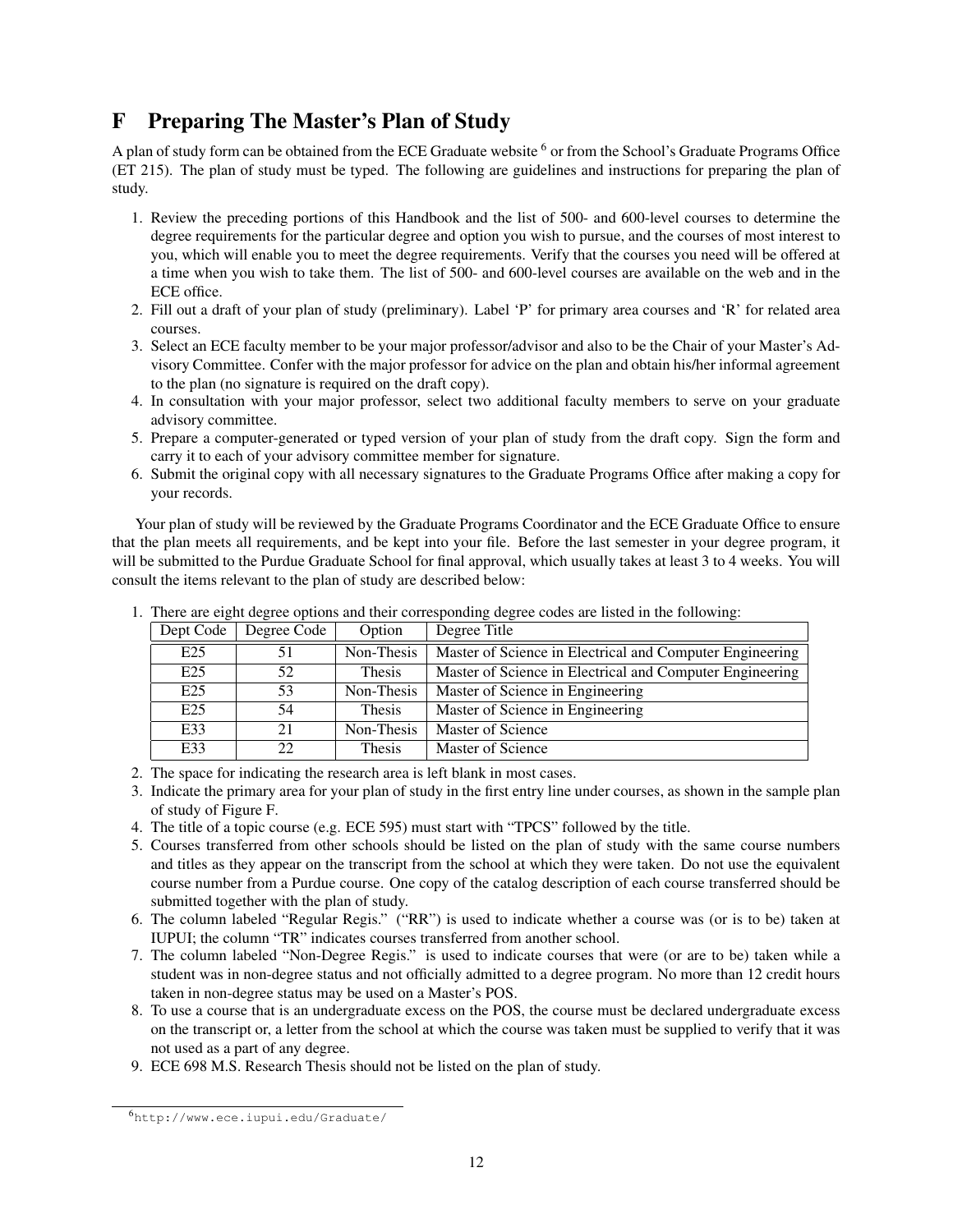# F Preparing The Master's Plan of Study

A plan of study form can be obtained from the ECE Graduate website [6] or from the School's Graduate Programs Office (ET 215). The plan of study must be typed. The following are guidelines and instructions for preparing the plan of study.

1. Review the preceding portions of this Handbook and the list of 500- and 600-level courses to determine the degree requirements for the particular degree and option you wish to pursue, and the courses of most interest to you, which will enable you to meet the degree requirements. Verify that the courses you need will be offered at a time when you wish to take them. The list of 500- and 600-level courses are available on the web and in the ECE office.
2. Fill out a draft of your plan of study (preliminary). Label 'P' for primary area courses and 'R' for related area courses.
3. Select an ECE faculty member to be your major professor/advisor and also to be the Chair of your Master's Advisory Committee. Confer with the major professor for advice on the plan and obtain his/her informal agreement to the plan (no signature is required on the draft copy).
4. In consultation with your major professor, select two additional faculty members to serve on your graduate advisory committee.
5. Prepare a computer-generated or typed version of your plan of study from the draft copy. Sign the form and carry it to each of your advisory committee member for signature.
6. Submit the original copy with all necessary signatures to the Graduate Programs Office after making a copy for your records.

Your plan of study will be reviewed by the Graduate Programs Coordinator and the ECE Graduate Office to ensure that the plan meets all requirements, and be kept into your file. Before the last semester in your degree program, it will be submitted to the Purdue Graduate School for final approval, which usually takes at least 3 to 4 weeks. You will consult the items relevant to the plan of study are described below:

1. There are eight degree options and their corresponding degree codes are listed in the following:

| Dept Code | Degree Code | Option | Degree Title |
|---|---|---|---|
| E25 | 51 | Non-Thesis | Master of Science in Electrical and Computer Engineering |
| E25 | 52 | Thesis | Master of Science in Electrical and Computer Engineering |
| E25 | 53 | Non-Thesis | Master of Science in Engineering |
| E25 | 54 | Thesis | Master of Science in Engineering |
| E33 | 21 | Non-Thesis | Master of Science |
| E33 | 22 | Thesis | Master of Science |

2. The space for indicating the research area is left blank in most cases.
3. Indicate the primary area for your plan of study in the first entry line under courses, as shown in the sample plan of study of Figure F.
4. The title of a topic course (e.g. ECE 595) must start with "TPCS" followed by the title.
5. Courses transferred from other schools should be listed on the plan of study with the same course numbers and titles as they appear on the transcript from the school at which they were taken. Do not use the equivalent course number from a Purdue course. One copy of the catalog description of each course transferred should be submitted together with the plan of study.
6. The column labeled "Regular Regis." ("RR") is used to indicate whether a course was (or is to be) taken at IUPUI; the column "TR" indicates courses transferred from another school.
7. The column labeled "Non-Degree Regis." is used to indicate courses that were (or are to be) taken while a student was in non-degree status and not officially admitted to a degree program. No more than 12 credit hours taken in non-degree status may be used on a Master's POS.
8. To use a course that is an undergraduate excess on the POS, the course must be declared undergraduate excess on the transcript or, a letter from the school at which the course was taken must be supplied to verify that it was not used as a part of any degree.
9. ECE 698 M.S. Research Thesis should not be listed on the plan of study.

[6] http://www.ece.iupui.edu/Graduate/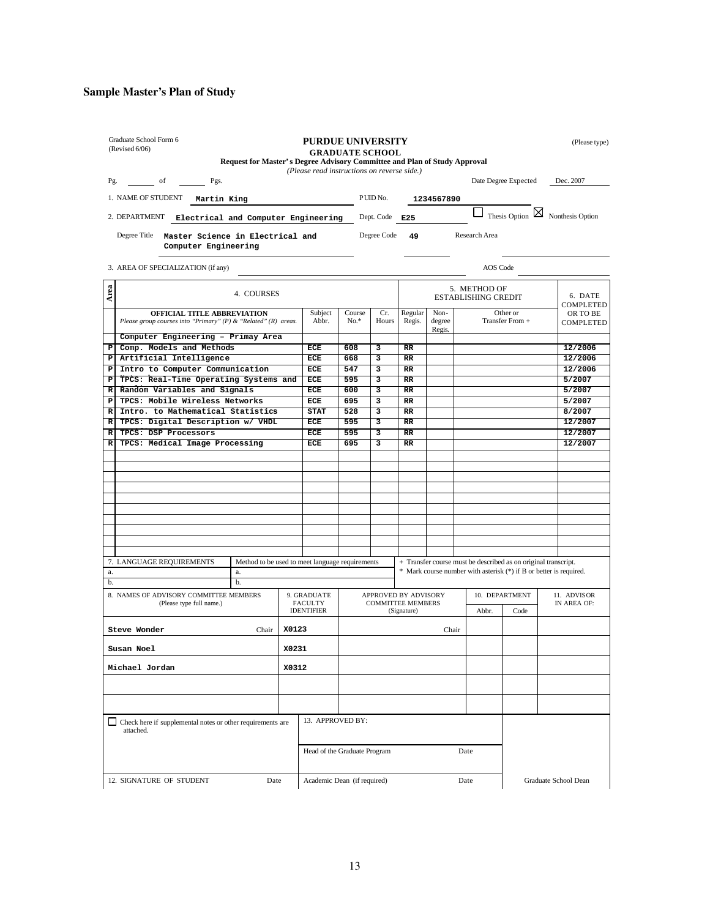## Sample Master's Plan of Study

Graduate School Form 6
(Revised 6/06)

**PURDUE UNIVERSITY**
**GRADUATE SCHOOL**
**Request for Master's Degree Advisory Committee and Plan of Study Approval**
*(Please read instructions on reverse side.)*

(Please type)

Pg. ______ of ______ Pgs. Date Degree Expected Dec. 2007

1. NAME OF STUDENT **Martin King** PUID No. **1234567890**

2. DEPARTMENT **Electrical and Computer Engineering** Dept. Code **E25** ☐ Thesis Option ☒ Nonthesis Option

Degree Title **Master Science in Electrical and Computer Engineering** Degree Code **49** Research Area

3. AREA OF SPECIALIZATION (if any) AOS Code

| Area | 4. COURSES OFFICIAL TITLE ABBREVIATION *Please group courses into "Primary" (P) & "Related" (R) areas.* | Subject Abbr. | Course No.* | Cr. Hours | 5. METHOD OF ESTABLISHING CREDIT Regular Regis. | Non-degree Regis. | Other or Transfer From + | 6. DATE COMPLETED OR TO BE COMPLETED |
|---|---|---|---|---|---|---|---|---|
| | Computer Engineering – Primay Area | | | | | | | |
| P | Comp. Models and Methods | ECE | 608 | 3 | RR | | | 12/2006 |
| P | Artificial Intelligence | ECE | 668 | 3 | RR | | | 12/2006 |
| P | Intro to Computer Communication | ECE | 547 | 3 | RR | | | 12/2006 |
| P | TPCS: Real-Time Operating Systems and | ECE | 595 | 3 | RR | | | 5/2007 |
| R | Random Variables and Signals | ECE | 600 | 3 | RR | | | 5/2007 |
| P | TPCS: Mobile Wireless Networks | ECE | 695 | 3 | RR | | | 5/2007 |
| R | Intro. to Mathematical Statistics | STAT | 528 | 3 | RR | | | 8/2007 |
| R | TPCS: Digital Description w/ VHDL | ECE | 595 | 3 | RR | | | 12/2007 |
| R | TPCS: DSP Processors | ECE | 595 | 3 | RR | | | 12/2007 |
| R | TPCS: Medical Image Processing | ECE | 695 | 3 | RR | | | 12/2007 |

| 7. LANGUAGE REQUIREMENTS | Method to be used to meet language requirements |
|---|---|
| a. | a. |
| b. | b. |

+ Transfer course must be described as on original transcript.
* Mark course number with asterisk (*) if B or better is required.

| 8. NAMES OF ADVISORY COMMITTEE MEMBERS (Please type full name.) | 9. GRADUATE FACULTY IDENTIFIER | APPROVED BY ADVISORY COMMITTEE MEMBERS (Signature) | 10. DEPARTMENT Abbr. | Code | 11. ADVISOR IN AREA OF: |
|---|---|---|---|---|---|
| Steve Wonder Chair | X0123 | Chair | | | |
| Susan Noel | X0231 | | | | |
| Michael Jordan | X0312 | | | | |
| | | | | | |
| | | | | | |

☐ Check here if supplemental notes or other requirements are attached.

13. APPROVED BY:

Head of the Graduate Program Date

12. SIGNATURE OF STUDENT Date

Academic Dean (if required) Date

Graduate School Dean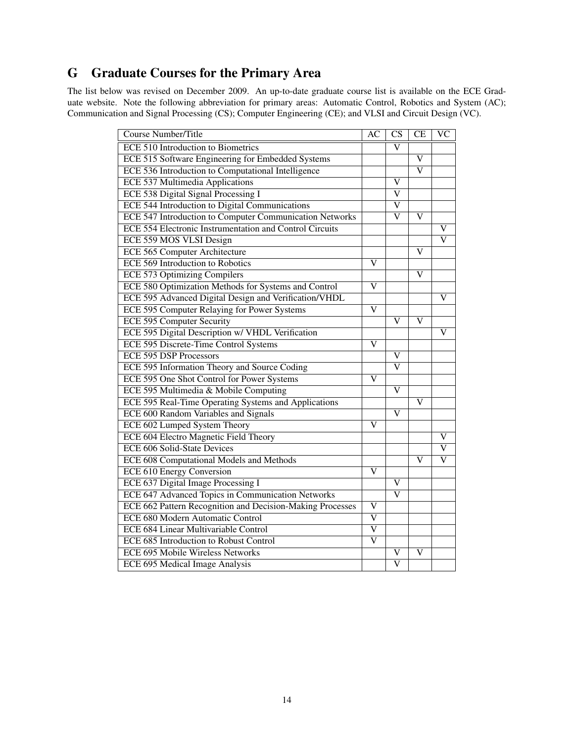## G Graduate Courses for the Primary Area

The list below was revised on December 2009. An up-to-date graduate course list is available on the ECE Graduate website. Note the following abbreviation for primary areas: Automatic Control, Robotics and System (AC); Communication and Signal Processing (CS); Computer Engineering (CE); and VLSI and Circuit Design (VC).

| Course Number/Title | AC | CS | CE | VC |
|---|---|---|---|---|
| ECE 510 Introduction to Biometrics | | V | | |
| ECE 515 Software Engineering for Embedded Systems | | | V | |
| ECE 536 Introduction to Computational Intelligence | | | V | |
| ECE 537 Multimedia Applications | | V | | |
| ECE 538 Digital Signal Processing I | | V | | |
| ECE 544 Introduction to Digital Communications | | V | | |
| ECE 547 Introduction to Computer Communication Networks | | V | V | |
| ECE 554 Electronic Instrumentation and Control Circuits | | | | V |
| ECE 559 MOS VLSI Design | | | | V |
| ECE 565 Computer Architecture | | | V | |
| ECE 569 Introduction to Robotics | V | | | |
| ECE 573 Optimizing Compilers | | | V | |
| ECE 580 Optimization Methods for Systems and Control | V | | | |
| ECE 595 Advanced Digital Design and Verification/VHDL | | | | V |
| ECE 595 Computer Relaying for Power Systems | V | | | |
| ECE 595 Computer Security | | V | V | |
| ECE 595 Digital Description w/ VHDL Verification | | | | V |
| ECE 595 Discrete-Time Control Systems | V | | | |
| ECE 595 DSP Processors | | V | | |
| ECE 595 Information Theory and Source Coding | | V | | |
| ECE 595 One Shot Control for Power Systems | V | | | |
| ECE 595 Multimedia & Mobile Computing | | V | | |
| ECE 595 Real-Time Operating Systems and Applications | | | V | |
| ECE 600 Random Variables and Signals | | V | | |
| ECE 602 Lumped System Theory | V | | | |
| ECE 604 Electro Magnetic Field Theory | | | | V |
| ECE 606 Solid-State Devices | | | | V |
| ECE 608 Computational Models and Methods | | | V | V |
| ECE 610 Energy Conversion | V | | | |
| ECE 637 Digital Image Processing I | | V | | |
| ECE 647 Advanced Topics in Communication Networks | | V | | |
| ECE 662 Pattern Recognition and Decision-Making Processes | V | | | |
| ECE 680 Modern Automatic Control | V | | | |
| ECE 684 Linear Multivariable Control | V | | | |
| ECE 685 Introduction to Robust Control | V | | | |
| ECE 695 Mobile Wireless Networks | | V | V | |
| ECE 695 Medical Image Analysis | | V | | |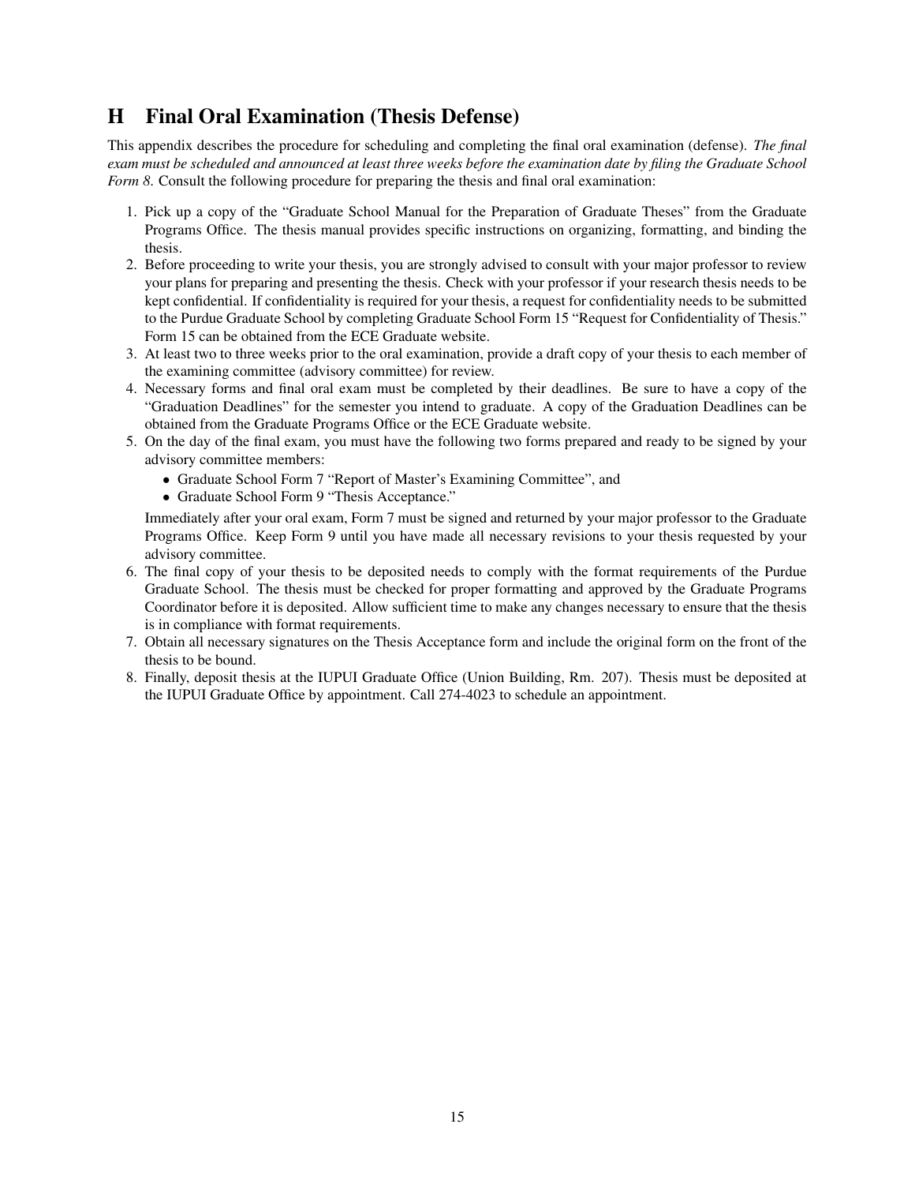# H Final Oral Examination (Thesis Defense)

This appendix describes the procedure for scheduling and completing the final oral examination (defense). *The final exam must be scheduled and announced at least three weeks before the examination date by filing the Graduate School Form 8.* Consult the following procedure for preparing the thesis and final oral examination:

1. Pick up a copy of the "Graduate School Manual for the Preparation of Graduate Theses" from the Graduate Programs Office. The thesis manual provides specific instructions on organizing, formatting, and binding the thesis.
2. Before proceeding to write your thesis, you are strongly advised to consult with your major professor to review your plans for preparing and presenting the thesis. Check with your professor if your research thesis needs to be kept confidential. If confidentiality is required for your thesis, a request for confidentiality needs to be submitted to the Purdue Graduate School by completing Graduate School Form 15 "Request for Confidentiality of Thesis." Form 15 can be obtained from the ECE Graduate website.
3. At least two to three weeks prior to the oral examination, provide a draft copy of your thesis to each member of the examining committee (advisory committee) for review.
4. Necessary forms and final oral exam must be completed by their deadlines. Be sure to have a copy of the "Graduation Deadlines" for the semester you intend to graduate. A copy of the Graduation Deadlines can be obtained from the Graduate Programs Office or the ECE Graduate website.
5. On the day of the final exam, you must have the following two forms prepared and ready to be signed by your advisory committee members:
   - Graduate School Form 7 "Report of Master's Examining Committee", and
   - Graduate School Form 9 "Thesis Acceptance."

   Immediately after your oral exam, Form 7 must be signed and returned by your major professor to the Graduate Programs Office. Keep Form 9 until you have made all necessary revisions to your thesis requested by your advisory committee.
6. The final copy of your thesis to be deposited needs to comply with the format requirements of the Purdue Graduate School. The thesis must be checked for proper formatting and approved by the Graduate Programs Coordinator before it is deposited. Allow sufficient time to make any changes necessary to ensure that the thesis is in compliance with format requirements.
7. Obtain all necessary signatures on the Thesis Acceptance form and include the original form on the front of the thesis to be bound.
8. Finally, deposit thesis at the IUPUI Graduate Office (Union Building, Rm. 207). Thesis must be deposited at the IUPUI Graduate Office by appointment. Call 274-4023 to schedule an appointment.